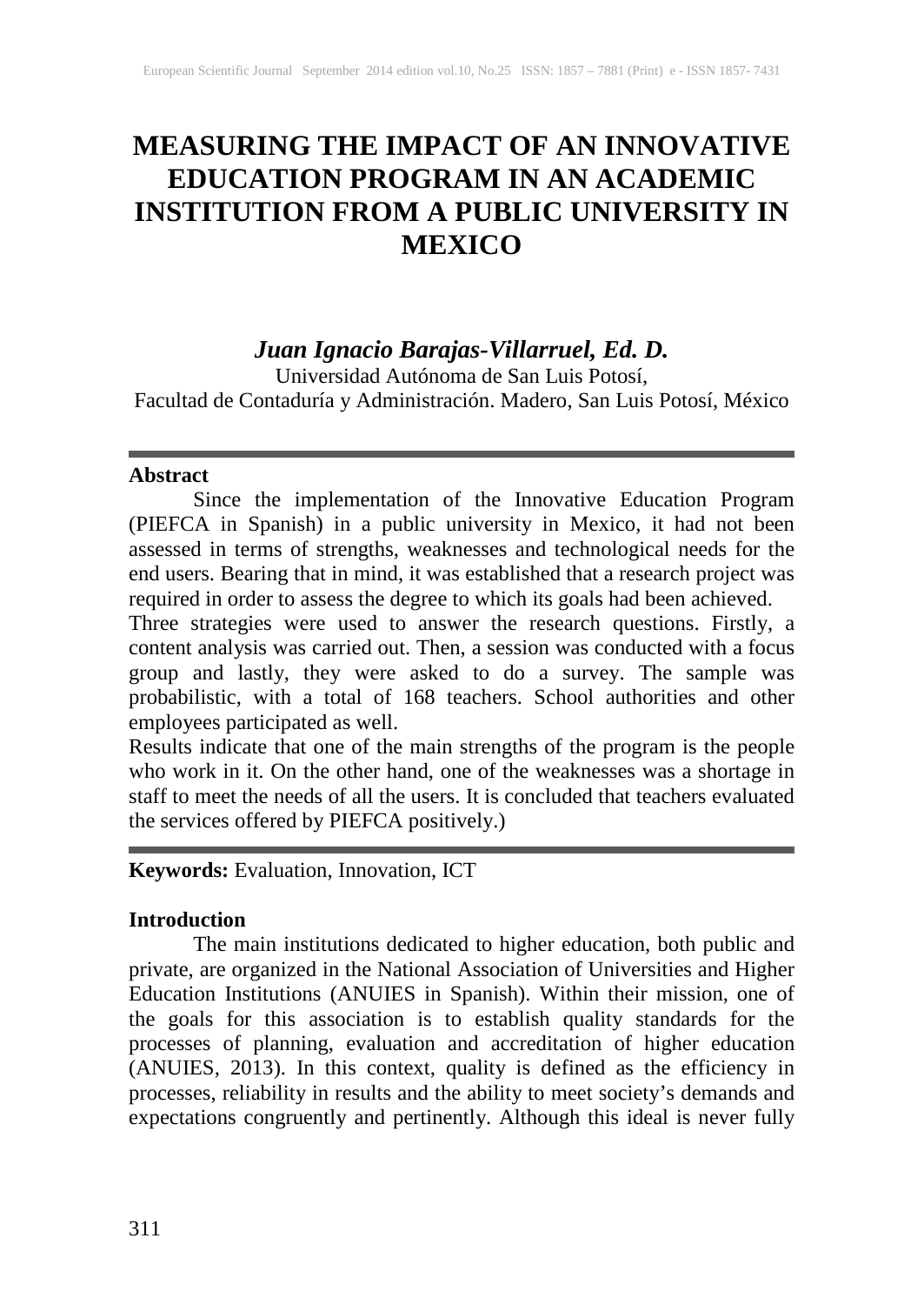# MEASURING THE IMPACT OF AN INNOVATIVE EDUCATION PROGRAM IN AN ACADEMIC INSTITUTION FROM A PUBLIC UNIVERSITY IN MEXICO

***Juan Ignacio Barajas-Villarruel, Ed. D.***
Universidad Autónoma de San Luis Potosí,
Facultad de Contaduría y Administración. Madero, San Luis Potosí, México

---

**Abstract**

Since the implementation of the Innovative Education Program (PIEFCA in Spanish) in a public university in Mexico, it had not been assessed in terms of strengths, weaknesses and technological needs for the end users. Bearing that in mind, it was established that a research project was required in order to assess the degree to which its goals had been achieved.

Three strategies were used to answer the research questions. Firstly, a content analysis was carried out. Then, a session was conducted with a focus group and lastly, they were asked to do a survey. The sample was probabilistic, with a total of 168 teachers. School authorities and other employees participated as well.

Results indicate that one of the main strengths of the program is the people who work in it. On the other hand, one of the weaknesses was a shortage in staff to meet the needs of all the users. It is concluded that teachers evaluated the services offered by PIEFCA positively.)

---

**Keywords:** Evaluation, Innovation, ICT

## Introduction

The main institutions dedicated to higher education, both public and private, are organized in the National Association of Universities and Higher Education Institutions (ANUIES in Spanish). Within their mission, one of the goals for this association is to establish quality standards for the processes of planning, evaluation and accreditation of higher education (ANUIES, 2013). In this context, quality is defined as the efficiency in processes, reliability in results and the ability to meet society's demands and expectations congruently and pertinently. Although this ideal is never fully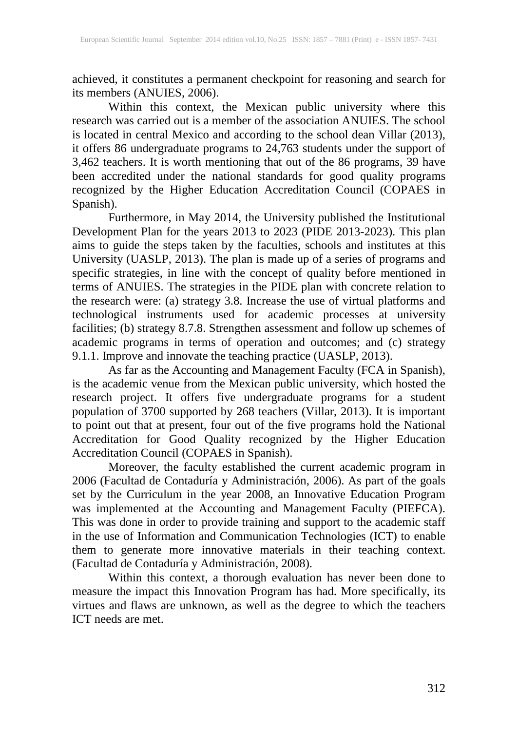achieved, it constitutes a permanent checkpoint for reasoning and search for its members (ANUIES, 2006).

Within this context, the Mexican public university where this research was carried out is a member of the association ANUIES. The school is located in central Mexico and according to the school dean Villar (2013), it offers 86 undergraduate programs to 24,763 students under the support of 3,462 teachers. It is worth mentioning that out of the 86 programs, 39 have been accredited under the national standards for good quality programs recognized by the Higher Education Accreditation Council (COPAES in Spanish).

Furthermore, in May 2014, the University published the Institutional Development Plan for the years 2013 to 2023 (PIDE 2013-2023). This plan aims to guide the steps taken by the faculties, schools and institutes at this University (UASLP, 2013). The plan is made up of a series of programs and specific strategies, in line with the concept of quality before mentioned in terms of ANUIES. The strategies in the PIDE plan with concrete relation to the research were: (a) strategy 3.8. Increase the use of virtual platforms and technological instruments used for academic processes at university facilities; (b) strategy 8.7.8. Strengthen assessment and follow up schemes of academic programs in terms of operation and outcomes; and (c) strategy 9.1.1. Improve and innovate the teaching practice (UASLP, 2013).

As far as the Accounting and Management Faculty (FCA in Spanish), is the academic venue from the Mexican public university, which hosted the research project. It offers five undergraduate programs for a student population of 3700 supported by 268 teachers (Villar, 2013). It is important to point out that at present, four out of the five programs hold the National Accreditation for Good Quality recognized by the Higher Education Accreditation Council (COPAES in Spanish).

Moreover, the faculty established the current academic program in 2006 (Facultad de Contaduría y Administración, 2006). As part of the goals set by the Curriculum in the year 2008, an Innovative Education Program was implemented at the Accounting and Management Faculty (PIEFCA). This was done in order to provide training and support to the academic staff in the use of Information and Communication Technologies (ICT) to enable them to generate more innovative materials in their teaching context. (Facultad de Contaduría y Administración, 2008).

Within this context, a thorough evaluation has never been done to measure the impact this Innovation Program has had. More specifically, its virtues and flaws are unknown, as well as the degree to which the teachers ICT needs are met.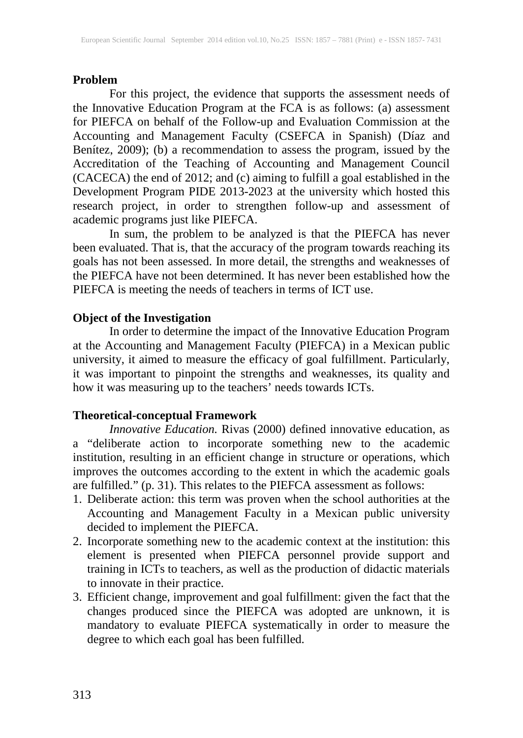## Problem

For this project, the evidence that supports the assessment needs of the Innovative Education Program at the FCA is as follows: (a) assessment for PIEFCA on behalf of the Follow-up and Evaluation Commission at the Accounting and Management Faculty (CSEFCA in Spanish) (Díaz and Benítez, 2009); (b) a recommendation to assess the program, issued by the Accreditation of the Teaching of Accounting and Management Council (CACECA) the end of 2012; and (c) aiming to fulfill a goal established in the Development Program PIDE 2013-2023 at the university which hosted this research project, in order to strengthen follow-up and assessment of academic programs just like PIEFCA.

In sum, the problem to be analyzed is that the PIEFCA has never been evaluated. That is, that the accuracy of the program towards reaching its goals has not been assessed. In more detail, the strengths and weaknesses of the PIEFCA have not been determined. It has never been established how the PIEFCA is meeting the needs of teachers in terms of ICT use.

## Object of the Investigation

In order to determine the impact of the Innovative Education Program at the Accounting and Management Faculty (PIEFCA) in a Mexican public university, it aimed to measure the efficacy of goal fulfillment. Particularly, it was important to pinpoint the strengths and weaknesses, its quality and how it was measuring up to the teachers' needs towards ICTs.

## Theoretical-conceptual Framework

*Innovative Education.* Rivas (2000) defined innovative education, as a "deliberate action to incorporate something new to the academic institution, resulting in an efficient change in structure or operations, which improves the outcomes according to the extent in which the academic goals are fulfilled." (p. 31). This relates to the PIEFCA assessment as follows:

1. Deliberate action: this term was proven when the school authorities at the Accounting and Management Faculty in a Mexican public university decided to implement the PIEFCA.
2. Incorporate something new to the academic context at the institution: this element is presented when PIEFCA personnel provide support and training in ICTs to teachers, as well as the production of didactic materials to innovate in their practice.
3. Efficient change, improvement and goal fulfillment: given the fact that the changes produced since the PIEFCA was adopted are unknown, it is mandatory to evaluate PIEFCA systematically in order to measure the degree to which each goal has been fulfilled.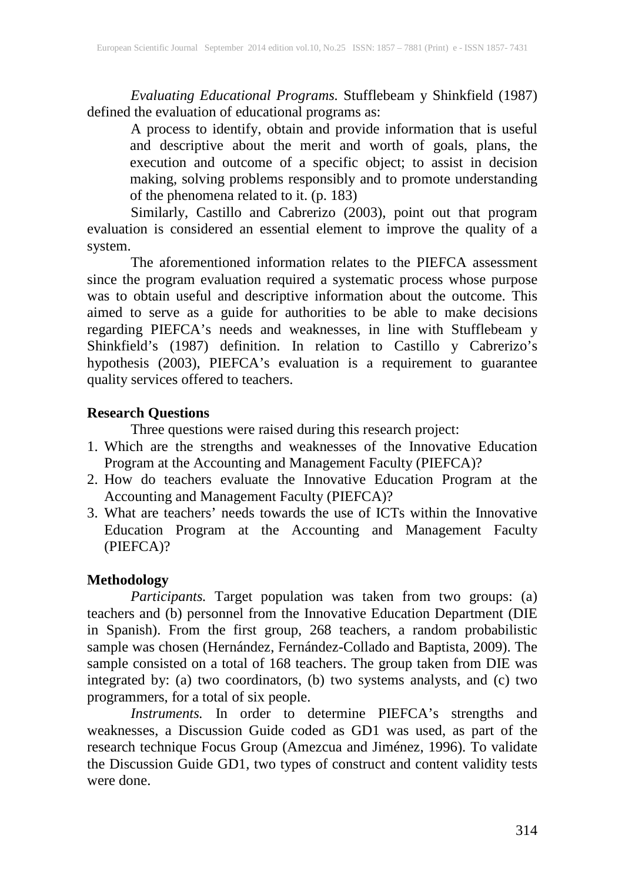*Evaluating Educational Programs.* Stufflebeam y Shinkfield (1987) defined the evaluation of educational programs as:

> A process to identify, obtain and provide information that is useful and descriptive about the merit and worth of goals, plans, the execution and outcome of a specific object; to assist in decision making, solving problems responsibly and to promote understanding of the phenomena related to it. (p. 183)

Similarly, Castillo and Cabrerizo (2003), point out that program evaluation is considered an essential element to improve the quality of a system.

The aforementioned information relates to the PIEFCA assessment since the program evaluation required a systematic process whose purpose was to obtain useful and descriptive information about the outcome. This aimed to serve as a guide for authorities to be able to make decisions regarding PIEFCA's needs and weaknesses, in line with Stufflebeam y Shinkfield's (1987) definition. In relation to Castillo y Cabrerizo's hypothesis (2003), PIEFCA's evaluation is a requirement to guarantee quality services offered to teachers.

**Research Questions**

Three questions were raised during this research project:

1. Which are the strengths and weaknesses of the Innovative Education Program at the Accounting and Management Faculty (PIEFCA)?
2. How do teachers evaluate the Innovative Education Program at the Accounting and Management Faculty (PIEFCA)?
3. What are teachers' needs towards the use of ICTs within the Innovative Education Program at the Accounting and Management Faculty (PIEFCA)?

**Methodology**

*Participants.* Target population was taken from two groups: (a) teachers and (b) personnel from the Innovative Education Department (DIE in Spanish). From the first group, 268 teachers, a random probabilistic sample was chosen (Hernández, Fernández-Collado and Baptista, 2009). The sample consisted on a total of 168 teachers. The group taken from DIE was integrated by: (a) two coordinators, (b) two systems analysts, and (c) two programmers, for a total of six people.

*Instruments.* In order to determine PIEFCA's strengths and weaknesses, a Discussion Guide coded as GD1 was used, as part of the research technique Focus Group (Amezcua and Jiménez, 1996). To validate the Discussion Guide GD1, two types of construct and content validity tests were done.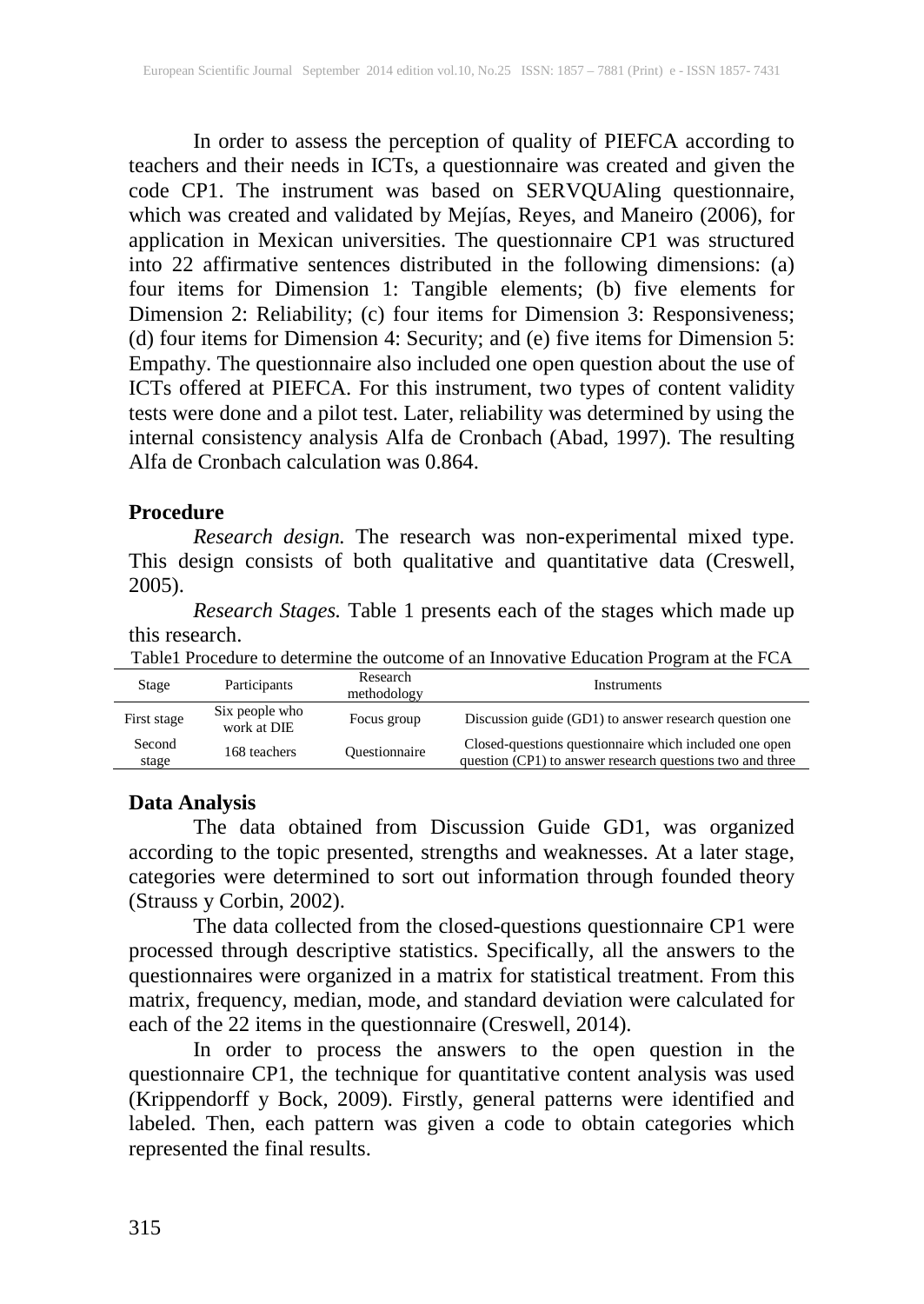In order to assess the perception of quality of PIEFCA according to teachers and their needs in ICTs, a questionnaire was created and given the code CP1. The instrument was based on SERVQUAling questionnaire, which was created and validated by Mejías, Reyes, and Maneiro (2006), for application in Mexican universities. The questionnaire CP1 was structured into 22 affirmative sentences distributed in the following dimensions: (a) four items for Dimension 1: Tangible elements; (b) five elements for Dimension 2: Reliability; (c) four items for Dimension 3: Responsiveness; (d) four items for Dimension 4: Security; and (e) five items for Dimension 5: Empathy. The questionnaire also included one open question about the use of ICTs offered at PIEFCA. For this instrument, two types of content validity tests were done and a pilot test. Later, reliability was determined by using the internal consistency analysis Alfa de Cronbach (Abad, 1997). The resulting Alfa de Cronbach calculation was 0.864.

## Procedure

*Research design.* The research was non-experimental mixed type. This design consists of both qualitative and quantitative data (Creswell, 2005).

*Research Stages.* Table 1 presents each of the stages which made up this research.

Table1 Procedure to determine the outcome of an Innovative Education Program at the FCA

| Stage | Participants | Research methodology | Instruments |
|---|---|---|---|
| First stage | Six people who work at DIE | Focus group | Discussion guide (GD1) to answer research question one |
| Second stage | 168 teachers | Questionnaire | Closed-questions questionnaire which included one open question (CP1) to answer research questions two and three |

## Data Analysis

The data obtained from Discussion Guide GD1, was organized according to the topic presented, strengths and weaknesses. At a later stage, categories were determined to sort out information through founded theory (Strauss y Corbin, 2002).

The data collected from the closed-questions questionnaire CP1 were processed through descriptive statistics. Specifically, all the answers to the questionnaires were organized in a matrix for statistical treatment. From this matrix, frequency, median, mode, and standard deviation were calculated for each of the 22 items in the questionnaire (Creswell, 2014).

In order to process the answers to the open question in the questionnaire CP1, the technique for quantitative content analysis was used (Krippendorff y Bock, 2009). Firstly, general patterns were identified and labeled. Then, each pattern was given a code to obtain categories which represented the final results.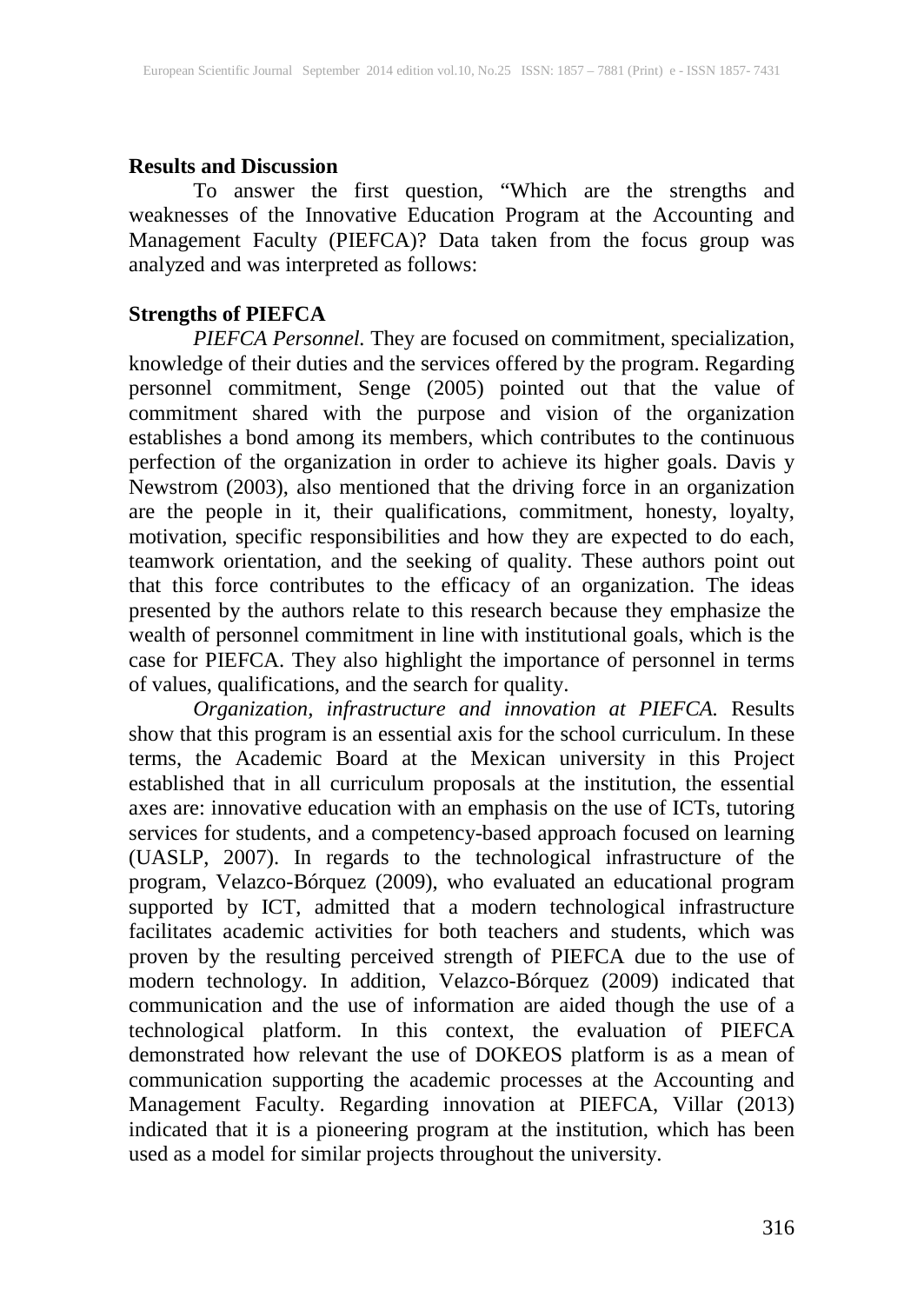**Results and Discussion**

To answer the first question, "Which are the strengths and weaknesses of the Innovative Education Program at the Accounting and Management Faculty (PIEFCA)? Data taken from the focus group was analyzed and was interpreted as follows:

**Strengths of PIEFCA**

*PIEFCA Personnel.* They are focused on commitment, specialization, knowledge of their duties and the services offered by the program. Regarding personnel commitment, Senge (2005) pointed out that the value of commitment shared with the purpose and vision of the organization establishes a bond among its members, which contributes to the continuous perfection of the organization in order to achieve its higher goals. Davis y Newstrom (2003), also mentioned that the driving force in an organization are the people in it, their qualifications, commitment, honesty, loyalty, motivation, specific responsibilities and how they are expected to do each, teamwork orientation, and the seeking of quality. These authors point out that this force contributes to the efficacy of an organization. The ideas presented by the authors relate to this research because they emphasize the wealth of personnel commitment in line with institutional goals, which is the case for PIEFCA. They also highlight the importance of personnel in terms of values, qualifications, and the search for quality.

*Organization, infrastructure and innovation at PIEFCA.* Results show that this program is an essential axis for the school curriculum. In these terms, the Academic Board at the Mexican university in this Project established that in all curriculum proposals at the institution, the essential axes are: innovative education with an emphasis on the use of ICTs, tutoring services for students, and a competency-based approach focused on learning (UASLP, 2007). In regards to the technological infrastructure of the program, Velazco-Bórquez (2009), who evaluated an educational program supported by ICT, admitted that a modern technological infrastructure facilitates academic activities for both teachers and students, which was proven by the resulting perceived strength of PIEFCA due to the use of modern technology. In addition, Velazco-Bórquez (2009) indicated that communication and the use of information are aided though the use of a technological platform. In this context, the evaluation of PIEFCA demonstrated how relevant the use of DOKEOS platform is as a mean of communication supporting the academic processes at the Accounting and Management Faculty. Regarding innovation at PIEFCA, Villar (2013) indicated that it is a pioneering program at the institution, which has been used as a model for similar projects throughout the university.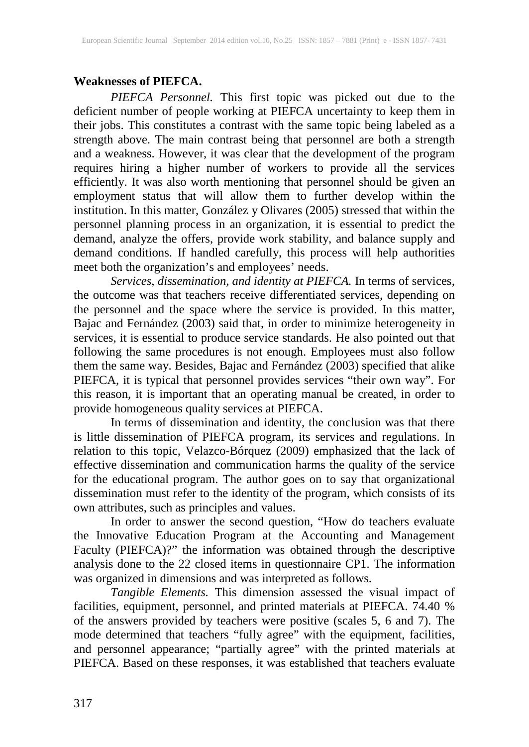**Weaknesses of PIEFCA.**

*PIEFCA Personnel.* This first topic was picked out due to the deficient number of people working at PIEFCA uncertainty to keep them in their jobs. This constitutes a contrast with the same topic being labeled as a strength above. The main contrast being that personnel are both a strength and a weakness. However, it was clear that the development of the program requires hiring a higher number of workers to provide all the services efficiently. It was also worth mentioning that personnel should be given an employment status that will allow them to further develop within the institution. In this matter, González y Olivares (2005) stressed that within the personnel planning process in an organization, it is essential to predict the demand, analyze the offers, provide work stability, and balance supply and demand conditions. If handled carefully, this process will help authorities meet both the organization's and employees' needs.

*Services, dissemination, and identity at PIEFCA.* In terms of services, the outcome was that teachers receive differentiated services, depending on the personnel and the space where the service is provided. In this matter, Bajac and Fernández (2003) said that, in order to minimize heterogeneity in services, it is essential to produce service standards. He also pointed out that following the same procedures is not enough. Employees must also follow them the same way. Besides, Bajac and Fernández (2003) specified that alike PIEFCA, it is typical that personnel provides services "their own way". For this reason, it is important that an operating manual be created, in order to provide homogeneous quality services at PIEFCA.

In terms of dissemination and identity, the conclusion was that there is little dissemination of PIEFCA program, its services and regulations. In relation to this topic, Velazco-Bórquez (2009) emphasized that the lack of effective dissemination and communication harms the quality of the service for the educational program. The author goes on to say that organizational dissemination must refer to the identity of the program, which consists of its own attributes, such as principles and values.

In order to answer the second question, "How do teachers evaluate the Innovative Education Program at the Accounting and Management Faculty (PIEFCA)?" the information was obtained through the descriptive analysis done to the 22 closed items in questionnaire CP1. The information was organized in dimensions and was interpreted as follows.

*Tangible Elements.* This dimension assessed the visual impact of facilities, equipment, personnel, and printed materials at PIEFCA. 74.40 % of the answers provided by teachers were positive (scales 5, 6 and 7). The mode determined that teachers "fully agree" with the equipment, facilities, and personnel appearance; "partially agree" with the printed materials at PIEFCA. Based on these responses, it was established that teachers evaluate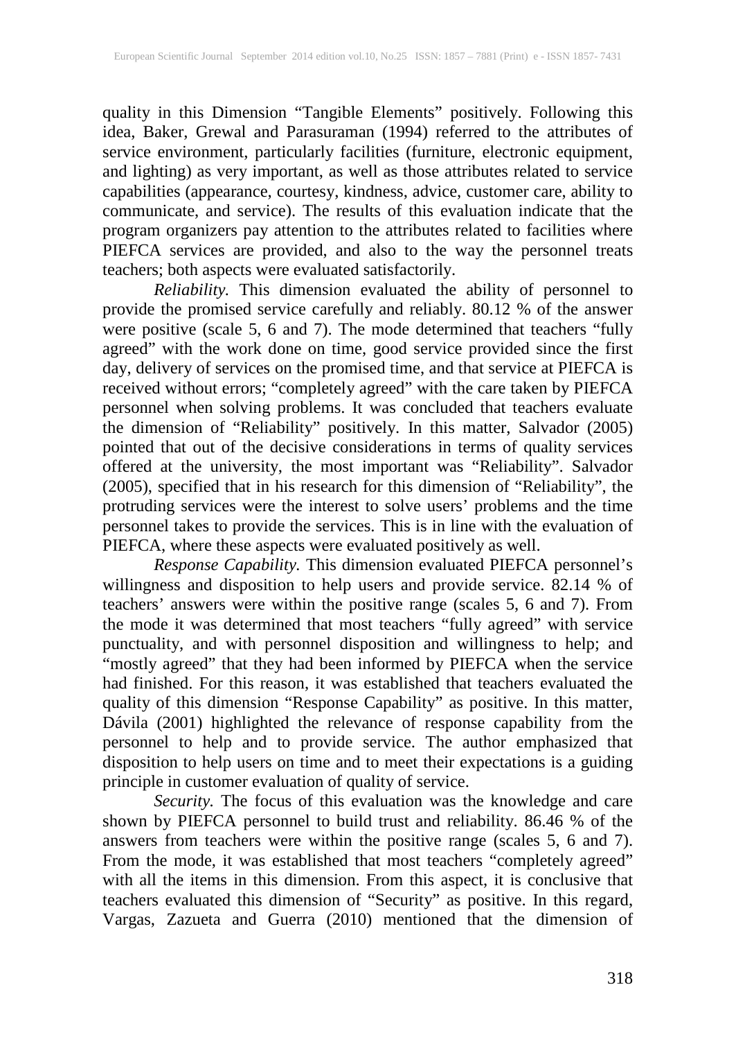quality in this Dimension "Tangible Elements" positively. Following this idea, Baker, Grewal and Parasuraman (1994) referred to the attributes of service environment, particularly facilities (furniture, electronic equipment, and lighting) as very important, as well as those attributes related to service capabilities (appearance, courtesy, kindness, advice, customer care, ability to communicate, and service). The results of this evaluation indicate that the program organizers pay attention to the attributes related to facilities where PIEFCA services are provided, and also to the way the personnel treats teachers; both aspects were evaluated satisfactorily.

*Reliability.* This dimension evaluated the ability of personnel to provide the promised service carefully and reliably. 80.12 % of the answer were positive (scale 5, 6 and 7). The mode determined that teachers "fully agreed" with the work done on time, good service provided since the first day, delivery of services on the promised time, and that service at PIEFCA is received without errors; "completely agreed" with the care taken by PIEFCA personnel when solving problems. It was concluded that teachers evaluate the dimension of "Reliability" positively. In this matter, Salvador (2005) pointed that out of the decisive considerations in terms of quality services offered at the university, the most important was "Reliability". Salvador (2005), specified that in his research for this dimension of "Reliability", the protruding services were the interest to solve users' problems and the time personnel takes to provide the services. This is in line with the evaluation of PIEFCA, where these aspects were evaluated positively as well.

*Response Capability.* This dimension evaluated PIEFCA personnel's willingness and disposition to help users and provide service. 82.14 % of teachers' answers were within the positive range (scales 5, 6 and 7). From the mode it was determined that most teachers "fully agreed" with service punctuality, and with personnel disposition and willingness to help; and "mostly agreed" that they had been informed by PIEFCA when the service had finished. For this reason, it was established that teachers evaluated the quality of this dimension "Response Capability" as positive. In this matter, Dávila (2001) highlighted the relevance of response capability from the personnel to help and to provide service. The author emphasized that disposition to help users on time and to meet their expectations is a guiding principle in customer evaluation of quality of service.

*Security.* The focus of this evaluation was the knowledge and care shown by PIEFCA personnel to build trust and reliability. 86.46 % of the answers from teachers were within the positive range (scales 5, 6 and 7). From the mode, it was established that most teachers "completely agreed" with all the items in this dimension. From this aspect, it is conclusive that teachers evaluated this dimension of "Security" as positive. In this regard, Vargas, Zazueta and Guerra (2010) mentioned that the dimension of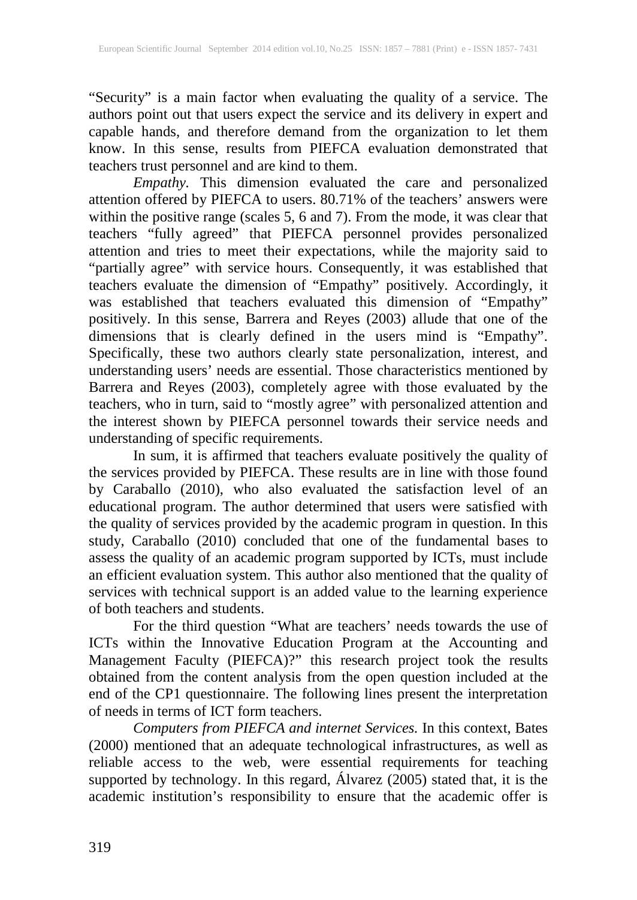"Security" is a main factor when evaluating the quality of a service. The authors point out that users expect the service and its delivery in expert and capable hands, and therefore demand from the organization to let them know. In this sense, results from PIEFCA evaluation demonstrated that teachers trust personnel and are kind to them.

*Empathy.* This dimension evaluated the care and personalized attention offered by PIEFCA to users. 80.71% of the teachers' answers were within the positive range (scales 5, 6 and 7). From the mode, it was clear that teachers "fully agreed" that PIEFCA personnel provides personalized attention and tries to meet their expectations, while the majority said to "partially agree" with service hours. Consequently, it was established that teachers evaluate the dimension of "Empathy" positively. Accordingly, it was established that teachers evaluated this dimension of "Empathy" positively. In this sense, Barrera and Reyes (2003) allude that one of the dimensions that is clearly defined in the users mind is "Empathy". Specifically, these two authors clearly state personalization, interest, and understanding users' needs are essential. Those characteristics mentioned by Barrera and Reyes (2003), completely agree with those evaluated by the teachers, who in turn, said to "mostly agree" with personalized attention and the interest shown by PIEFCA personnel towards their service needs and understanding of specific requirements.

In sum, it is affirmed that teachers evaluate positively the quality of the services provided by PIEFCA. These results are in line with those found by Caraballo (2010), who also evaluated the satisfaction level of an educational program. The author determined that users were satisfied with the quality of services provided by the academic program in question. In this study, Caraballo (2010) concluded that one of the fundamental bases to assess the quality of an academic program supported by ICTs, must include an efficient evaluation system. This author also mentioned that the quality of services with technical support is an added value to the learning experience of both teachers and students.

For the third question "What are teachers' needs towards the use of ICTs within the Innovative Education Program at the Accounting and Management Faculty (PIEFCA)?" this research project took the results obtained from the content analysis from the open question included at the end of the CP1 questionnaire. The following lines present the interpretation of needs in terms of ICT form teachers.

*Computers from PIEFCA and internet Services.* In this context, Bates (2000) mentioned that an adequate technological infrastructures, as well as reliable access to the web, were essential requirements for teaching supported by technology. In this regard, Álvarez (2005) stated that, it is the academic institution's responsibility to ensure that the academic offer is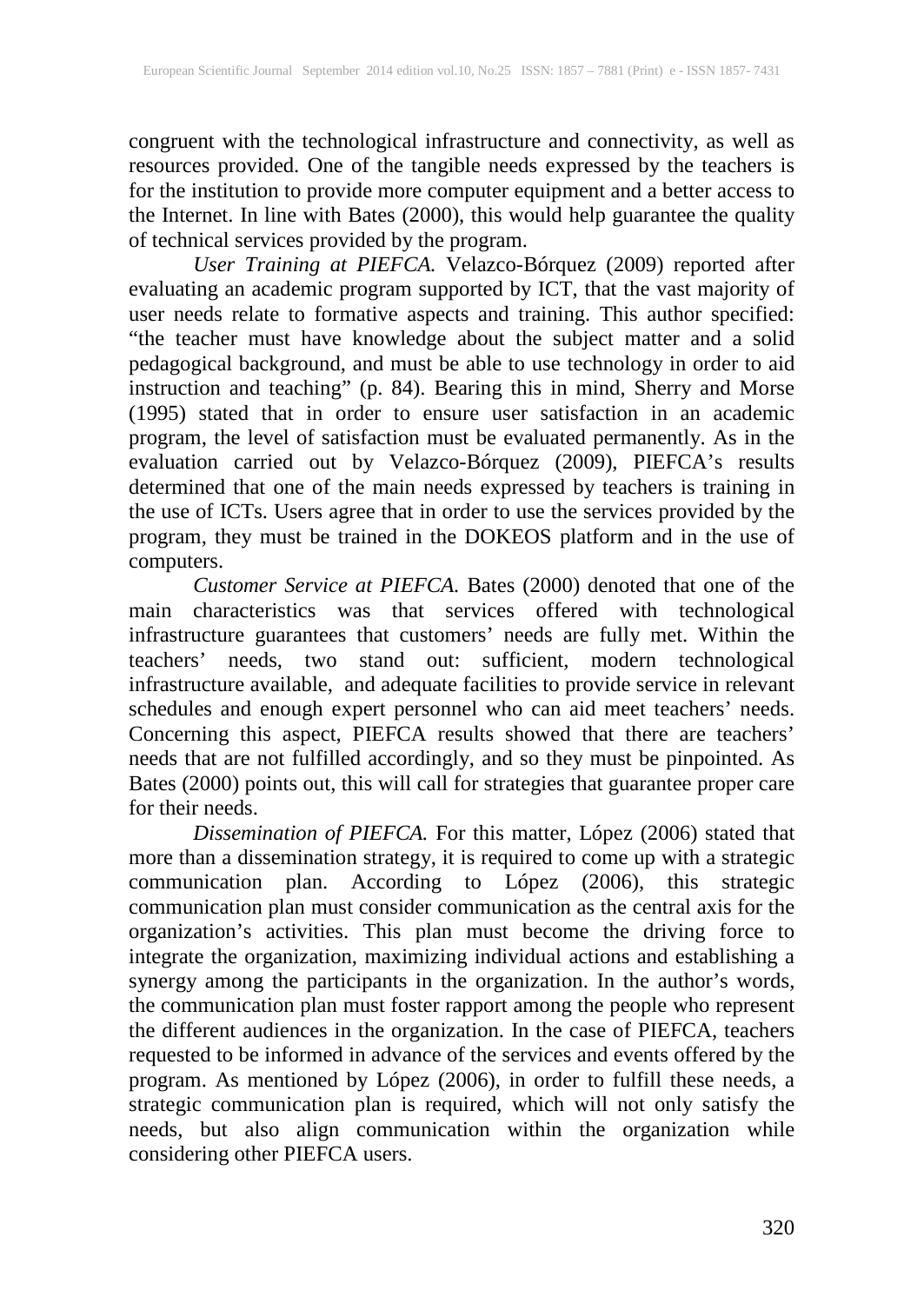congruent with the technological infrastructure and connectivity, as well as resources provided. One of the tangible needs expressed by the teachers is for the institution to provide more computer equipment and a better access to the Internet. In line with Bates (2000), this would help guarantee the quality of technical services provided by the program.

*User Training at PIEFCA.* Velazco-Bórquez (2009) reported after evaluating an academic program supported by ICT, that the vast majority of user needs relate to formative aspects and training. This author specified: "the teacher must have knowledge about the subject matter and a solid pedagogical background, and must be able to use technology in order to aid instruction and teaching" (p. 84). Bearing this in mind, Sherry and Morse (1995) stated that in order to ensure user satisfaction in an academic program, the level of satisfaction must be evaluated permanently. As in the evaluation carried out by Velazco-Bórquez (2009), PIEFCA's results determined that one of the main needs expressed by teachers is training in the use of ICTs. Users agree that in order to use the services provided by the program, they must be trained in the DOKEOS platform and in the use of computers.

*Customer Service at PIEFCA.* Bates (2000) denoted that one of the main characteristics was that services offered with technological infrastructure guarantees that customers' needs are fully met. Within the teachers' needs, two stand out: sufficient, modern technological infrastructure available, and adequate facilities to provide service in relevant schedules and enough expert personnel who can aid meet teachers' needs. Concerning this aspect, PIEFCA results showed that there are teachers' needs that are not fulfilled accordingly, and so they must be pinpointed. As Bates (2000) points out, this will call for strategies that guarantee proper care for their needs.

*Dissemination of PIEFCA.* For this matter, López (2006) stated that more than a dissemination strategy, it is required to come up with a strategic communication plan. According to López (2006), this strategic communication plan must consider communication as the central axis for the organization's activities. This plan must become the driving force to integrate the organization, maximizing individual actions and establishing a synergy among the participants in the organization. In the author's words, the communication plan must foster rapport among the people who represent the different audiences in the organization. In the case of PIEFCA, teachers requested to be informed in advance of the services and events offered by the program. As mentioned by López (2006), in order to fulfill these needs, a strategic communication plan is required, which will not only satisfy the needs, but also align communication within the organization while considering other PIEFCA users.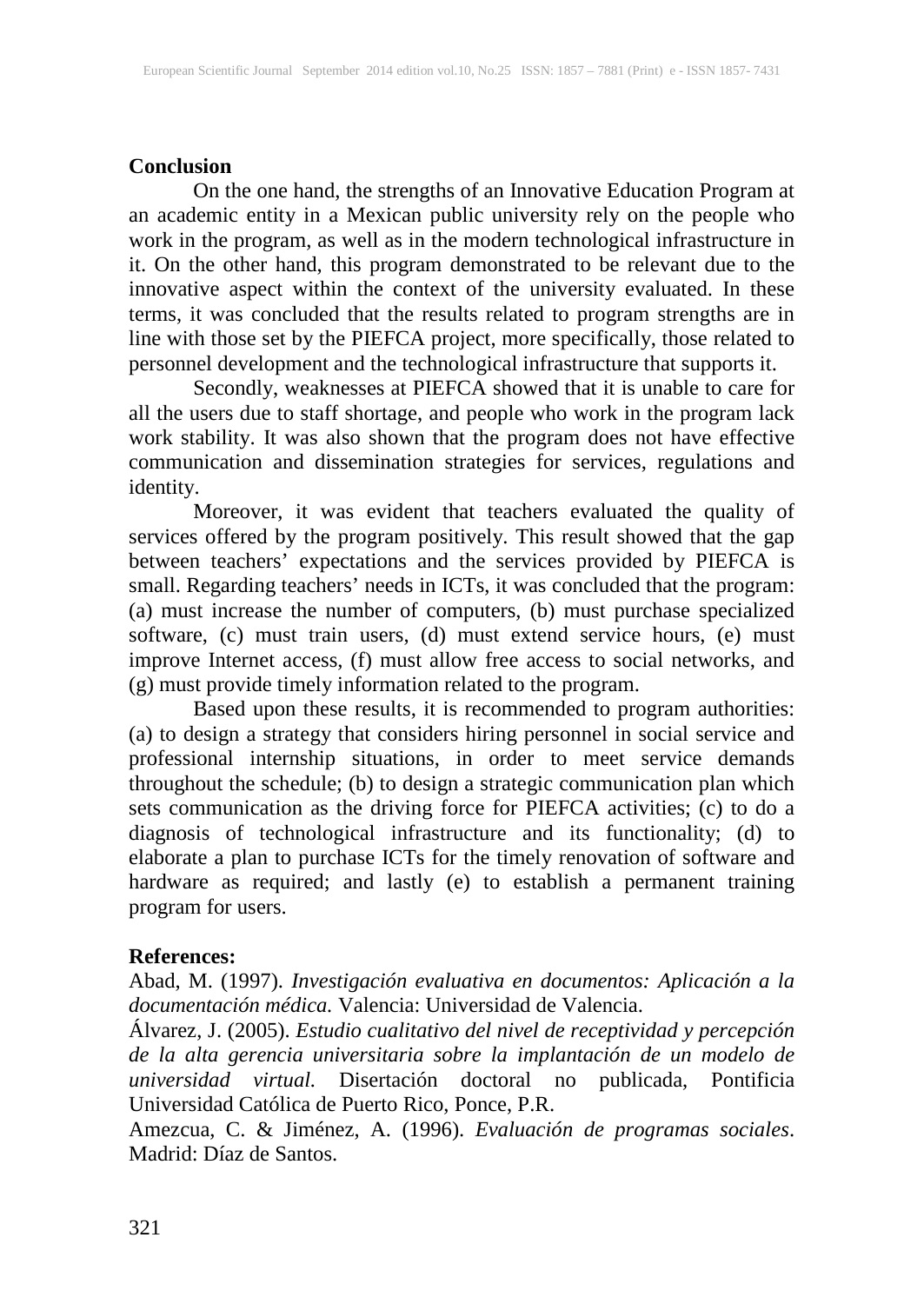## Conclusion

On the one hand, the strengths of an Innovative Education Program at an academic entity in a Mexican public university rely on the people who work in the program, as well as in the modern technological infrastructure in it. On the other hand, this program demonstrated to be relevant due to the innovative aspect within the context of the university evaluated. In these terms, it was concluded that the results related to program strengths are in line with those set by the PIEFCA project, more specifically, those related to personnel development and the technological infrastructure that supports it.

Secondly, weaknesses at PIEFCA showed that it is unable to care for all the users due to staff shortage, and people who work in the program lack work stability. It was also shown that the program does not have effective communication and dissemination strategies for services, regulations and identity.

Moreover, it was evident that teachers evaluated the quality of services offered by the program positively. This result showed that the gap between teachers' expectations and the services provided by PIEFCA is small. Regarding teachers' needs in ICTs, it was concluded that the program: (a) must increase the number of computers, (b) must purchase specialized software, (c) must train users, (d) must extend service hours, (e) must improve Internet access, (f) must allow free access to social networks, and (g) must provide timely information related to the program.

Based upon these results, it is recommended to program authorities: (a) to design a strategy that considers hiring personnel in social service and professional internship situations, in order to meet service demands throughout the schedule; (b) to design a strategic communication plan which sets communication as the driving force for PIEFCA activities; (c) to do a diagnosis of technological infrastructure and its functionality; (d) to elaborate a plan to purchase ICTs for the timely renovation of software and hardware as required; and lastly (e) to establish a permanent training program for users.

## References:

Abad, M. (1997). *Investigación evaluativa en documentos: Aplicación a la documentación médica.* Valencia: Universidad de Valencia.

Álvarez, J. (2005). *Estudio cualitativo del nivel de receptividad y percepción de la alta gerencia universitaria sobre la implantación de un modelo de universidad virtual.* Disertación doctoral no publicada, Pontificia Universidad Católica de Puerto Rico, Ponce, P.R.

Amezcua, C. & Jiménez, A. (1996). *Evaluación de programas sociales*. Madrid: Díaz de Santos.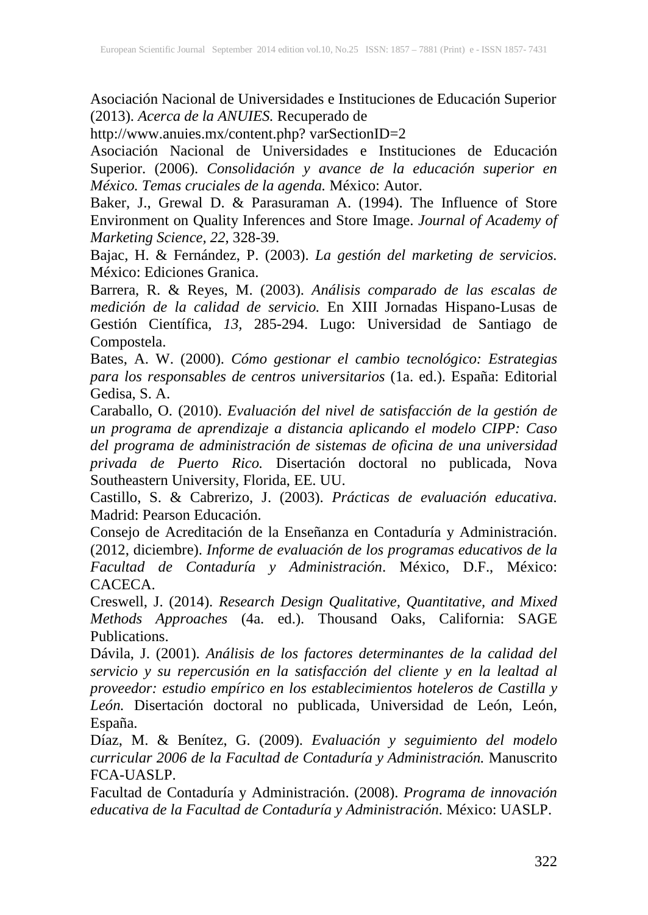Asociación Nacional de Universidades e Instituciones de Educación Superior (2013). *Acerca de la ANUIES.* Recuperado de http://www.anuies.mx/content.php? varSectionID=2

Asociación Nacional de Universidades e Instituciones de Educación Superior. (2006). *Consolidación y avance de la educación superior en México. Temas cruciales de la agenda.* México: Autor.

Baker, J., Grewal D. & Parasuraman A. (1994). The Influence of Store Environment on Quality Inferences and Store Image. *Journal of Academy of Marketing Science, 22*, 328-39.

Bajac, H. & Fernández, P. (2003). *La gestión del marketing de servicios.* México: Ediciones Granica.

Barrera, R. & Reyes, M. (2003). *Análisis comparado de las escalas de medición de la calidad de servicio.* En XIII Jornadas Hispano-Lusas de Gestión Científica, *13*, 285-294. Lugo: Universidad de Santiago de Compostela.

Bates, A. W. (2000). *Cómo gestionar el cambio tecnológico: Estrategias para los responsables de centros universitarios* (1a. ed.). España: Editorial Gedisa, S. A.

Caraballo, O. (2010). *Evaluación del nivel de satisfacción de la gestión de un programa de aprendizaje a distancia aplicando el modelo CIPP: Caso del programa de administración de sistemas de oficina de una universidad privada de Puerto Rico.* Disertación doctoral no publicada, Nova Southeastern University, Florida, EE. UU.

Castillo, S. & Cabrerizo, J. (2003). *Prácticas de evaluación educativa.* Madrid: Pearson Educación.

Consejo de Acreditación de la Enseñanza en Contaduría y Administración. (2012, diciembre). *Informe de evaluación de los programas educativos de la Facultad de Contaduría y Administración*. México, D.F., México: CACECA.

Creswell, J. (2014). *Research Design Qualitative, Quantitative, and Mixed Methods Approaches* (4a. ed.). Thousand Oaks, California: SAGE Publications.

Dávila, J. (2001). *Análisis de los factores determinantes de la calidad del servicio y su repercusión en la satisfacción del cliente y en la lealtad al proveedor: estudio empírico en los establecimientos hoteleros de Castilla y León.* Disertación doctoral no publicada, Universidad de León, León, España.

Díaz, M. & Benítez, G. (2009). *Evaluación y seguimiento del modelo curricular 2006 de la Facultad de Contaduría y Administración.* Manuscrito FCA-UASLP.

Facultad de Contaduría y Administración. (2008). *Programa de innovación educativa de la Facultad de Contaduría y Administración*. México: UASLP.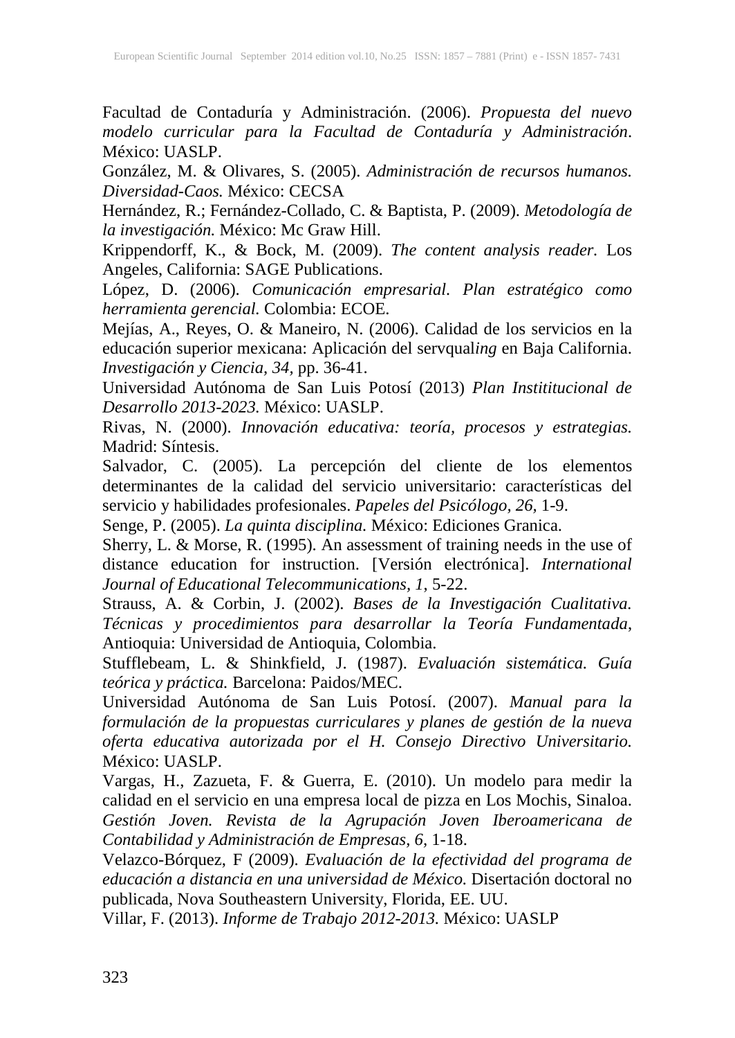Facultad de Contaduría y Administración. (2006). *Propuesta del nuevo modelo curricular para la Facultad de Contaduría y Administración*. México: UASLP.

González, M. & Olivares, S. (2005). *Administración de recursos humanos. Diversidad-Caos.* México: CECSA

Hernández, R.; Fernández-Collado, C. & Baptista, P. (2009). *Metodología de la investigación.* México: Mc Graw Hill.

Krippendorff, K., & Bock, M. (2009). *The content analysis reader.* Los Angeles, California: SAGE Publications.

López, D. (2006). *Comunicación empresarial. Plan estratégico como herramienta gerencial.* Colombia: ECOE.

Mejías, A., Reyes, O. & Maneiro, N. (2006). Calidad de los servicios en la educación superior mexicana: Aplicación del servqual*ing* en Baja California. *Investigación y Ciencia, 34,* pp. 36-41.

Universidad Autónoma de San Luis Potosí (2013) *Plan Instititucional de Desarrollo 2013-2023.* México: UASLP.

Rivas, N. (2000). *Innovación educativa: teoría, procesos y estrategias.* Madrid: Síntesis.

Salvador, C. (2005). La percepción del cliente de los elementos determinantes de la calidad del servicio universitario: características del servicio y habilidades profesionales. *Papeles del Psicólogo, 26,* 1-9.

Senge, P. (2005). *La quinta disciplina.* México: Ediciones Granica.

Sherry, L. & Morse, R. (1995). An assessment of training needs in the use of distance education for instruction. [Versión electrónica]. *International Journal of Educational Telecommunications, 1,* 5-22.

Strauss, A. & Corbin, J. (2002). *Bases de la Investigación Cualitativa. Técnicas y procedimientos para desarrollar la Teoría Fundamentada,* Antioquia: Universidad de Antioquia, Colombia.

Stufflebeam, L. & Shinkfield, J. (1987). *Evaluación sistemática. Guía teórica y práctica.* Barcelona: Paidos/MEC.

Universidad Autónoma de San Luis Potosí. (2007). *Manual para la formulación de la propuestas curriculares y planes de gestión de la nueva oferta educativa autorizada por el H. Consejo Directivo Universitario.* México: UASLP.

Vargas, H., Zazueta, F. & Guerra, E. (2010). Un modelo para medir la calidad en el servicio en una empresa local de pizza en Los Mochis, Sinaloa. *Gestión Joven. Revista de la Agrupación Joven Iberoamericana de Contabilidad y Administración de Empresas, 6,* 1-18.

Velazco-Bórquez, F (2009). *Evaluación de la efectividad del programa de educación a distancia en una universidad de México.* Disertación doctoral no publicada, Nova Southeastern University, Florida, EE. UU.

Villar, F. (2013). *Informe de Trabajo 2012-2013.* México: UASLP